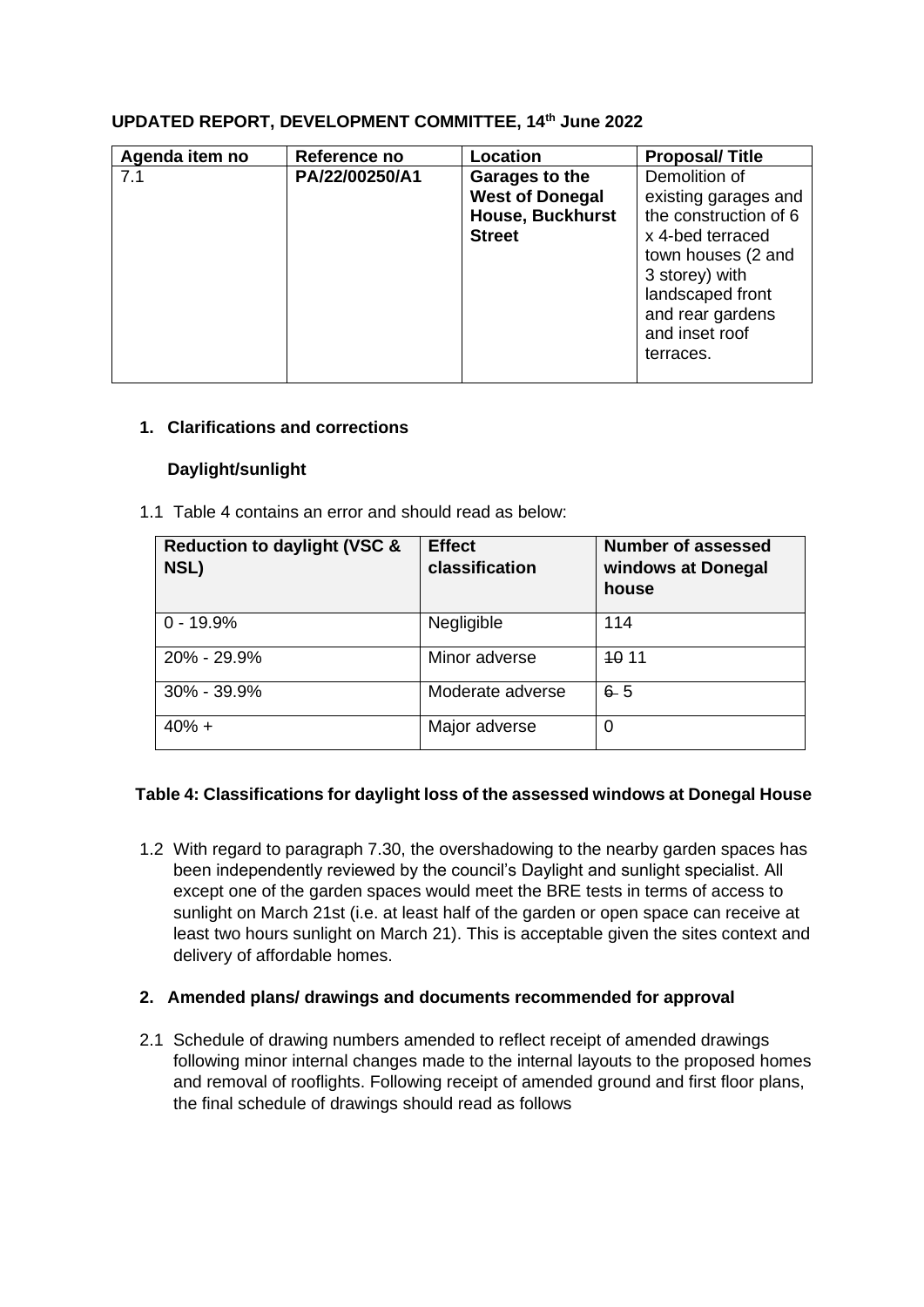**UPDATED REPORT, DEVELOPMENT COMMITTEE, 14th June 2022**

| Agenda item no | Reference no | Location | Proposal/ Title |
|---|---|---|---|
| 7.1 | **PA/22/00250/A1** | **Garages to the West of Donegal House, Buckhurst Street** | Demolition of existing garages and the construction of 6 x 4-bed terraced town houses (2 and 3 storey) with landscaped front and rear gardens and inset roof terraces. |

## 1. Clarifications and corrections

### Daylight/sunlight

1.1 Table 4 contains an error and should read as below:

| Reduction to daylight (VSC & NSL) | Effect classification | Number of assessed windows at Donegal house |
|---|---|---|
| 0 - 19.9% | Negligible | 114 |
| 20% - 29.9% | Minor adverse | ~~10~~ 11 |
| 30% - 39.9% | Moderate adverse | ~~6~~ 5 |
| 40% + | Major adverse | 0 |

**Table 4: Classifications for daylight loss of the assessed windows at Donegal House**

1.2 With regard to paragraph 7.30, the overshadowing to the nearby garden spaces has been independently reviewed by the council's Daylight and sunlight specialist. All except one of the garden spaces would meet the BRE tests in terms of access to sunlight on March 21st (i.e. at least half of the garden or open space can receive at least two hours sunlight on March 21). This is acceptable given the sites context and delivery of affordable homes.

## 2. Amended plans/ drawings and documents recommended for approval

2.1 Schedule of drawing numbers amended to reflect receipt of amended drawings following minor internal changes made to the internal layouts to the proposed homes and removal of rooflights. Following receipt of amended ground and first floor plans, the final schedule of drawings should read as follows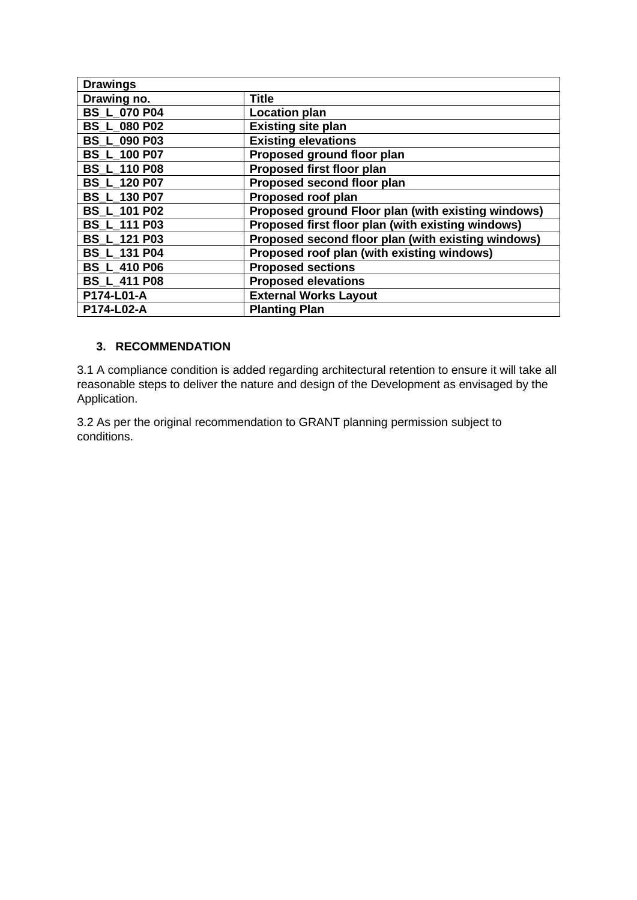| Drawings | |
|---|---|
| **Drawing no.** | **Title** |
| **BS_L_070 P04** | **Location plan** |
| **BS_L_080 P02** | **Existing site plan** |
| **BS_L_090 P03** | **Existing elevations** |
| **BS_L_100 P07** | **Proposed ground floor plan** |
| **BS_L_110 P08** | **Proposed first floor plan** |
| **BS_L_120 P07** | **Proposed second floor plan** |
| **BS_L_130 P07** | **Proposed roof plan** |
| **BS_L_101 P02** | **Proposed ground Floor plan (with existing windows)** |
| **BS_L_111 P03** | **Proposed first floor plan (with existing windows)** |
| **BS_L_121 P03** | **Proposed second floor plan (with existing windows)** |
| **BS_L_131 P04** | **Proposed roof plan (with existing windows)** |
| **BS_L_410 P06** | **Proposed sections** |
| **BS_L_411 P08** | **Proposed elevations** |
| **P174-L01-A** | **External Works Layout** |
| **P174-L02-A** | **Planting Plan** |

### 3. RECOMMENDATION

3.1 A compliance condition is added regarding architectural retention to ensure it will take all reasonable steps to deliver the nature and design of the Development as envisaged by the Application.

3.2 As per the original recommendation to GRANT planning permission subject to conditions.